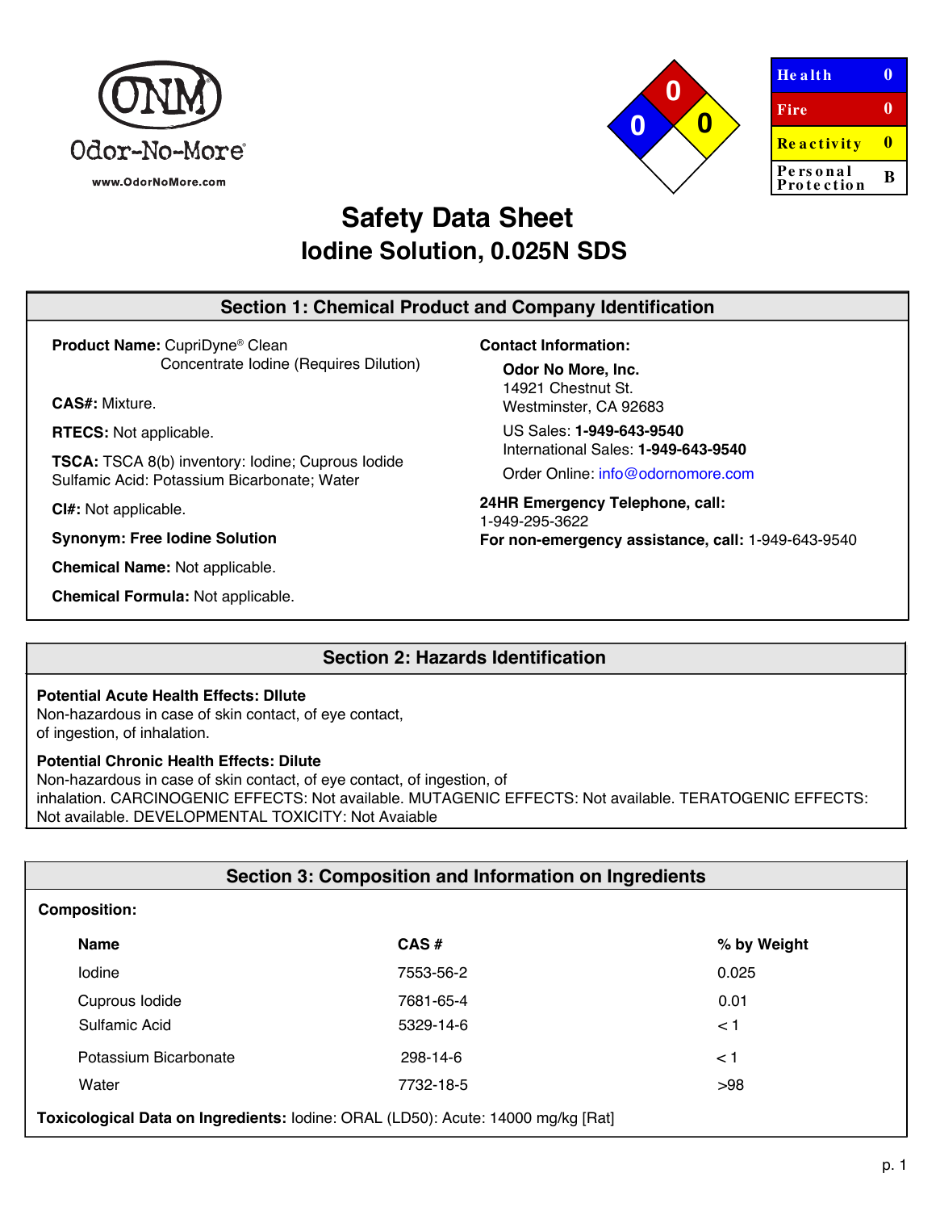Odor-No-More®

www.OdorNoMore.com

| Health | 0 |
| --- | --- |
| Fire | 0 |
| Reactivity | 0 |
| Personal Protection | B |

# Safety Data Sheet
## Iodine Solution, 0.025N SDS

## Section 1: Chemical Product and Company Identification

**Product Name:** CupriDyne® Clean Concentrate Iodine (Requires Dilution)

**CAS#:** Mixture.

**RTECS:** Not applicable.

**TSCA:** TSCA 8(b) inventory: Iodine; Cuprous Iodide Sulfamic Acid: Potassium Bicarbonate; Water

**CI#:** Not applicable.

**Synonym: Free Iodine Solution**

**Chemical Name:** Not applicable.

**Chemical Formula:** Not applicable.

**Contact Information:**

**Odor No More, Inc.**
14921 Chestnut St.
Westminster, CA 92683

US Sales: **1-949-643-9540**
International Sales: **1-949-643-9540**

Order Online: info@odornomore.com

**24HR Emergency Telephone, call:**
1-949-295-3622
**For non-emergency assistance, call:** 1-949-643-9540

## Section 2: Hazards Identification

**Potential Acute Health Effects: DIlute**
Non-hazardous in case of skin contact, of eye contact, of ingestion, of inhalation.

**Potential Chronic Health Effects: Dilute**
Non-hazardous in case of skin contact, of eye contact, of ingestion, of inhalation. CARCINOGENIC EFFECTS: Not available. MUTAGENIC EFFECTS: Not available. TERATOGENIC EFFECTS: Not available. DEVELOPMENTAL TOXICITY: Not Avaiable

## Section 3: Composition and Information on Ingredients

**Composition:**

| Name | CAS # | % by Weight |
| --- | --- | --- |
| Iodine | 7553-56-2 | 0.025 |
| Cuprous Iodide | 7681-65-4 | 0.01 |
| Sulfamic Acid | 5329-14-6 | < 1 |
| Potassium Bicarbonate | 298-14-6 | < 1 |
| Water | 7732-18-5 | >98 |

**Toxicological Data on Ingredients:** Iodine: ORAL (LD50): Acute: 14000 mg/kg [Rat]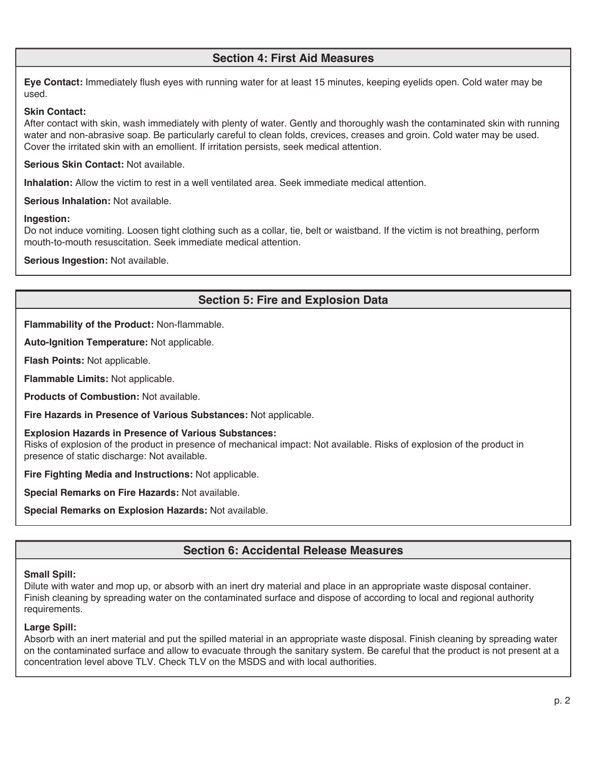## Section 4: First Aid Measures

**Eye Contact:** Immediately flush eyes with running water for at least 15 minutes, keeping eyelids open. Cold water may be used.

**Skin Contact:**
After contact with skin, wash immediately with plenty of water. Gently and thoroughly wash the contaminated skin with running water and non-abrasive soap. Be particularly careful to clean folds, crevices, creases and groin. Cold water may be used. Cover the irritated skin with an emollient. If irritation persists, seek medical attention.

**Serious Skin Contact:** Not available.

**Inhalation:** Allow the victim to rest in a well ventilated area. Seek immediate medical attention.

**Serious Inhalation:** Not available.

**Ingestion:**
Do not induce vomiting. Loosen tight clothing such as a collar, tie, belt or waistband. If the victim is not breathing, perform mouth-to-mouth resuscitation. Seek immediate medical attention.

**Serious Ingestion:** Not available.

## Section 5: Fire and Explosion Data

**Flammability of the Product:** Non-flammable.

**Auto-Ignition Temperature:** Not applicable.

**Flash Points:** Not applicable.

**Flammable Limits:** Not applicable.

**Products of Combustion:** Not available.

**Fire Hazards in Presence of Various Substances:** Not applicable.

**Explosion Hazards in Presence of Various Substances:**
Risks of explosion of the product in presence of mechanical impact: Not available. Risks of explosion of the product in presence of static discharge: Not available.

**Fire Fighting Media and Instructions:** Not applicable.

**Special Remarks on Fire Hazards:** Not available.

**Special Remarks on Explosion Hazards:** Not available.

## Section 6: Accidental Release Measures

**Small Spill:**
Dilute with water and mop up, or absorb with an inert dry material and place in an appropriate waste disposal container. Finish cleaning by spreading water on the contaminated surface and dispose of according to local and regional authority requirements.

**Large Spill:**
Absorb with an inert material and put the spilled material in an appropriate waste disposal. Finish cleaning by spreading water on the contaminated surface and allow to evacuate through the sanitary system. Be careful that the product is not present at a concentration level above TLV. Check TLV on the MSDS and with local authorities.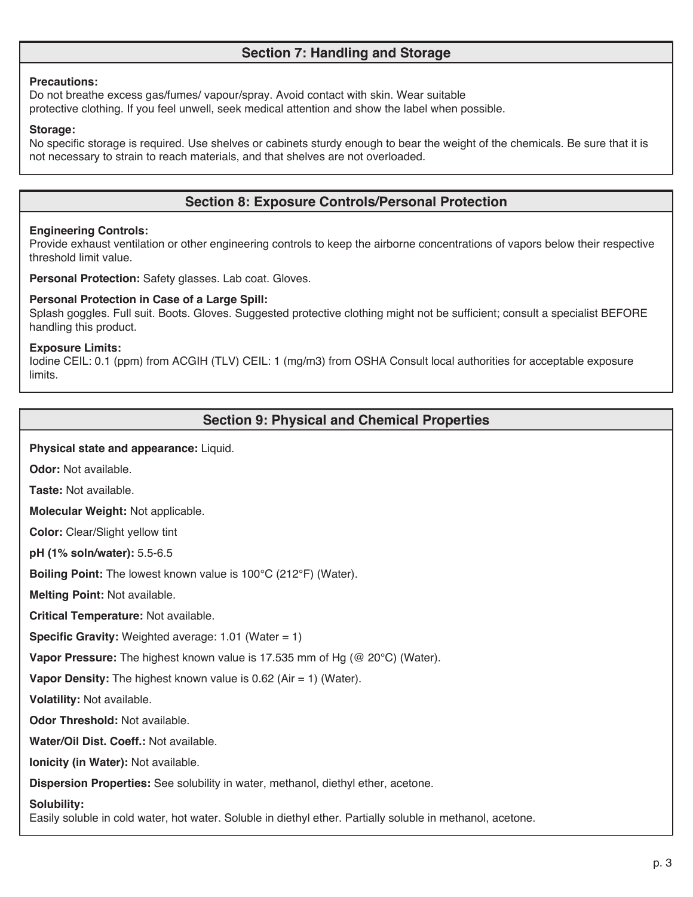## Section 7: Handling and Storage

**Precautions:**
Do not breathe excess gas/fumes/ vapour/spray. Avoid contact with skin. Wear suitable protective clothing. If you feel unwell, seek medical attention and show the label when possible.

**Storage:**
No specific storage is required. Use shelves or cabinets sturdy enough to bear the weight of the chemicals. Be sure that it is not necessary to strain to reach materials, and that shelves are not overloaded.

## Section 8: Exposure Controls/Personal Protection

**Engineering Controls:**
Provide exhaust ventilation or other engineering controls to keep the airborne concentrations of vapors below their respective threshold limit value.

**Personal Protection:** Safety glasses. Lab coat. Gloves.

**Personal Protection in Case of a Large Spill:**
Splash goggles. Full suit. Boots. Gloves. Suggested protective clothing might not be sufficient; consult a specialist BEFORE handling this product.

**Exposure Limits:**
Iodine CEIL: 0.1 (ppm) from ACGIH (TLV) CEIL: 1 (mg/m3) from OSHA Consult local authorities for acceptable exposure limits.

## Section 9: Physical and Chemical Properties

**Physical state and appearance:** Liquid.

**Odor:** Not available.

**Taste:** Not available.

**Molecular Weight:** Not applicable.

**Color:** Clear/Slight yellow tint

**pH (1% soln/water):** 5.5-6.5

**Boiling Point:** The lowest known value is 100°C (212°F) (Water).

**Melting Point:** Not available.

**Critical Temperature:** Not available.

**Specific Gravity:** Weighted average: 1.01 (Water = 1)

**Vapor Pressure:** The highest known value is 17.535 mm of Hg (@ 20°C) (Water).

**Vapor Density:** The highest known value is 0.62 (Air = 1) (Water).

**Volatility:** Not available.

**Odor Threshold:** Not available.

**Water/Oil Dist. Coeff.:** Not available.

**Ionicity (in Water):** Not available.

**Dispersion Properties:** See solubility in water, methanol, diethyl ether, acetone.

**Solubility:**
Easily soluble in cold water, hot water. Soluble in diethyl ether. Partially soluble in methanol, acetone.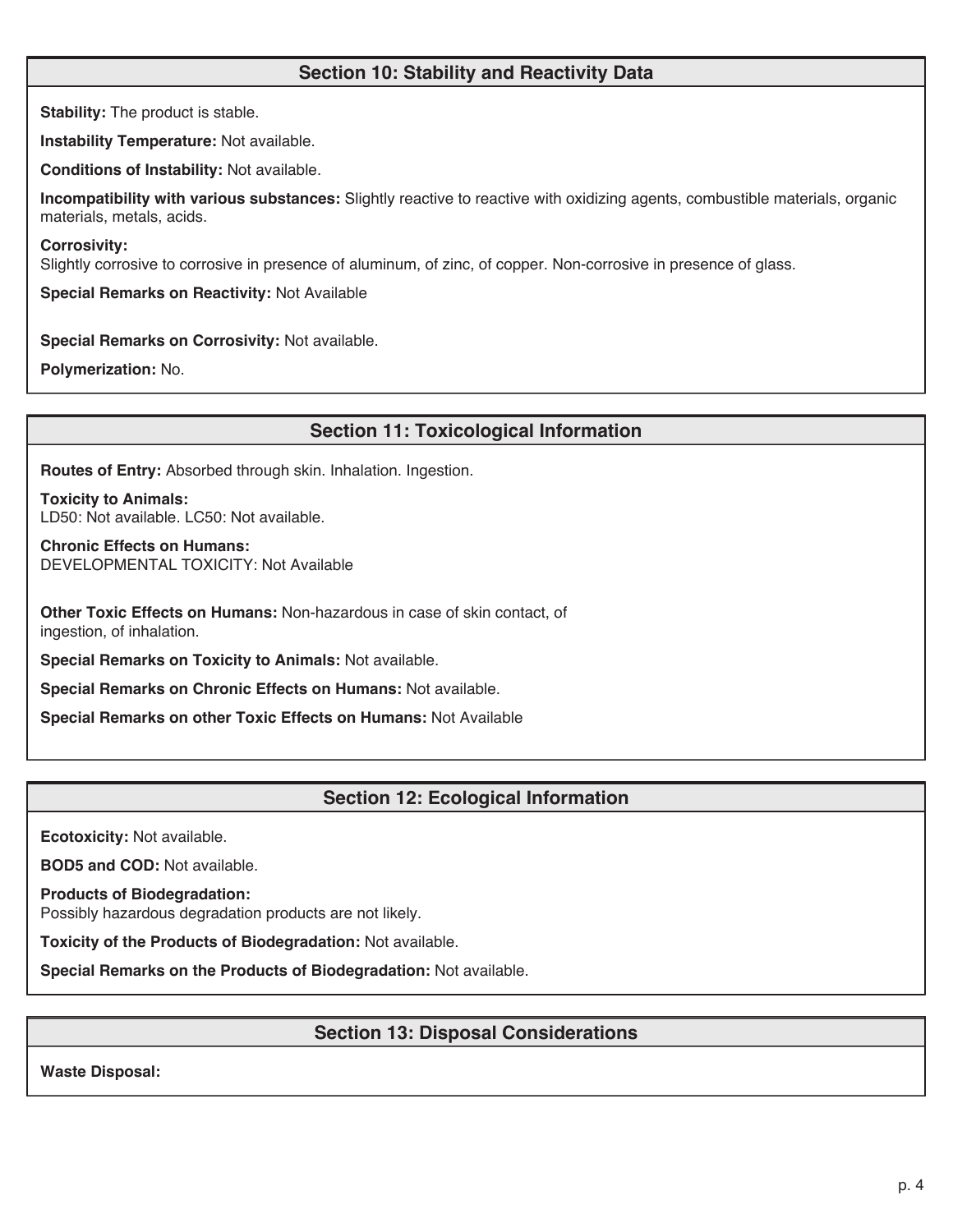## Section 10: Stability and Reactivity Data

**Stability:** The product is stable.

**Instability Temperature:** Not available.

**Conditions of Instability:** Not available.

**Incompatibility with various substances:** Slightly reactive to reactive with oxidizing agents, combustible materials, organic materials, metals, acids.

**Corrosivity:**
Slightly corrosive to corrosive in presence of aluminum, of zinc, of copper. Non-corrosive in presence of glass.

**Special Remarks on Reactivity:** Not Available

**Special Remarks on Corrosivity:** Not available.

**Polymerization:** No.

## Section 11: Toxicological Information

**Routes of Entry:** Absorbed through skin. Inhalation. Ingestion.

**Toxicity to Animals:**
LD50: Not available. LC50: Not available.

**Chronic Effects on Humans:**
DEVELOPMENTAL TOXICITY: Not Available

**Other Toxic Effects on Humans:** Non-hazardous in case of skin contact, of ingestion, of inhalation.

**Special Remarks on Toxicity to Animals:** Not available.

**Special Remarks on Chronic Effects on Humans:** Not available.

**Special Remarks on other Toxic Effects on Humans:** Not Available

## Section 12: Ecological Information

**Ecotoxicity:** Not available.

**BOD5 and COD:** Not available.

**Products of Biodegradation:**
Possibly hazardous degradation products are not likely.

**Toxicity of the Products of Biodegradation:** Not available.

**Special Remarks on the Products of Biodegradation:** Not available.

## Section 13: Disposal Considerations

**Waste Disposal:**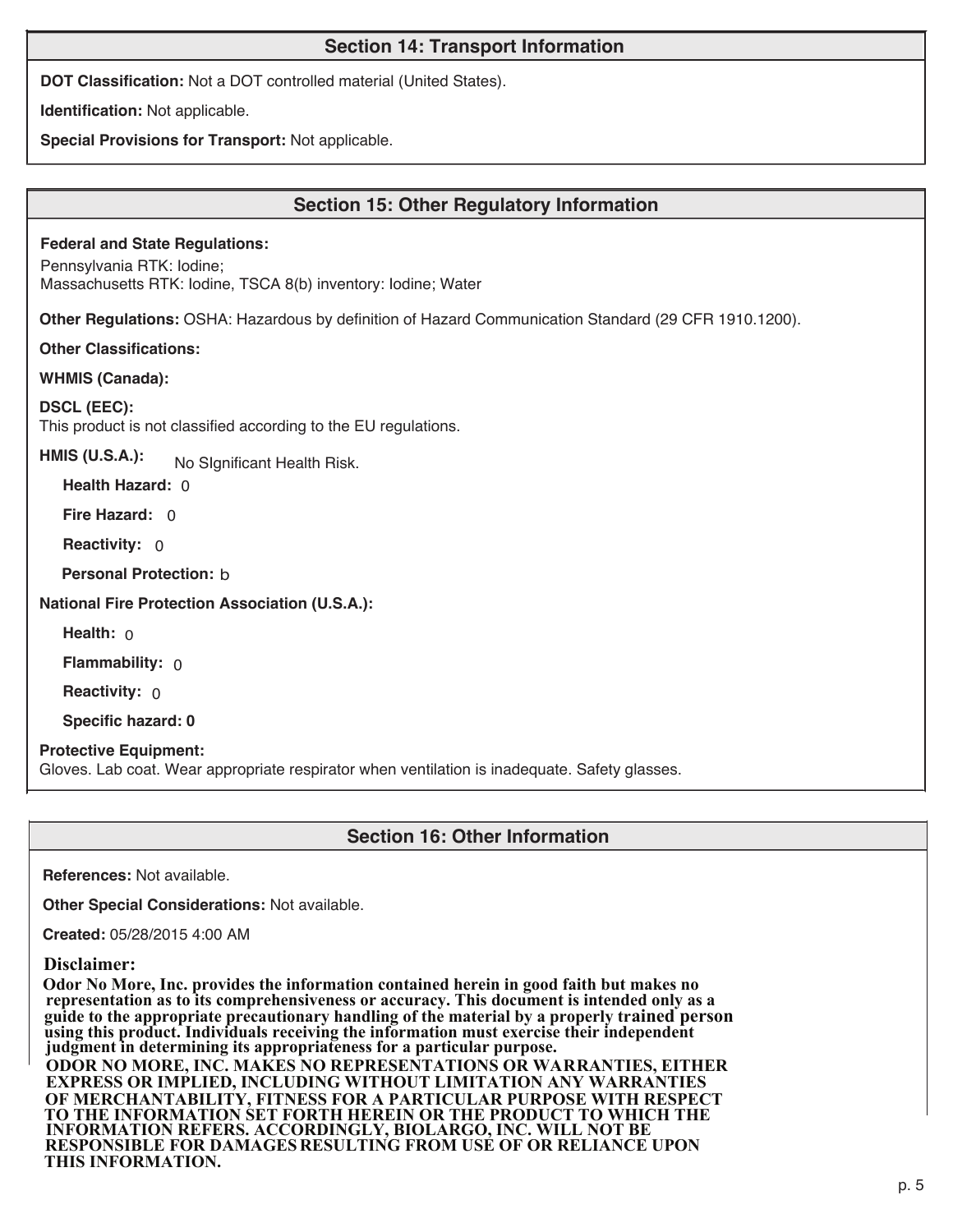## Section 14: Transport Information

**DOT Classification:** Not a DOT controlled material (United States).

**Identification:** Not applicable.

**Special Provisions for Transport:** Not applicable.

## Section 15: Other Regulatory Information

**Federal and State Regulations:**

Pennsylvania RTK: Iodine;
Massachusetts RTK: Iodine, TSCA 8(b) inventory: Iodine; Water

**Other Regulations:** OSHA: Hazardous by definition of Hazard Communication Standard (29 CFR 1910.1200).

**Other Classifications:**

**WHMIS (Canada):**

**DSCL (EEC):**
This product is not classified according to the EU regulations.

**HMIS (U.S.A.):** No SIgnificant Health Risk.

**Health Hazard:** 0

**Fire Hazard:** 0

**Reactivity:** 0

**Personal Protection:** b

**National Fire Protection Association (U.S.A.):**

**Health:** 0

**Flammability:** 0

**Reactivity:** 0

**Specific hazard: 0**

**Protective Equipment:**
Gloves. Lab coat. Wear appropriate respirator when ventilation is inadequate. Safety glasses.

## Section 16: Other Information

**References:** Not available.

**Other Special Considerations:** Not available.

**Created:** 05/28/2015 4:00 AM

**Disclaimer:**

**Odor No More, Inc. provides the information contained herein in good faith but makes no representation as to its comprehensiveness or accuracy. This document is intended only as a guide to the appropriate precautionary handling of the material by a properly trained person using this product. Individuals receiving the information must exercise their independent judgment in determining its appropriateness for a particular purpose.**

**ODOR NO MORE, INC. MAKES NO REPRESENTATIONS OR WARRANTIES, EITHER EXPRESS OR IMPLIED, INCLUDING WITHOUT LIMITATION ANY WARRANTIES OF MERCHANTABILITY, FITNESS FOR A PARTICULAR PURPOSE WITH RESPECT TO THE INFORMATION SET FORTH HEREIN OR THE PRODUCT TO WHICH THE INFORMATION REFERS. ACCORDINGLY, BIOLARGO, INC. WILL NOT BE RESPONSIBLE FOR DAMAGES RESULTING FROM USE OF OR RELIANCE UPON THIS INFORMATION.**